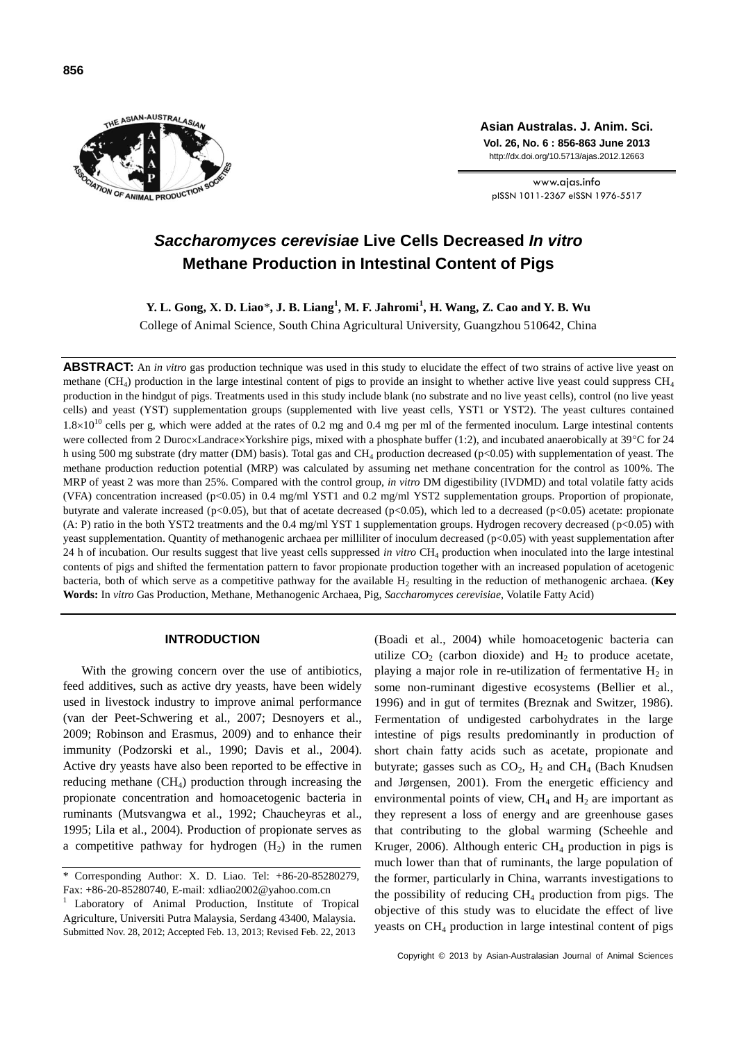# *Saccharomyces cerevisiae* Live Cells Decreased *In vitro* Methane Production in Intestinal Content of Pigs

**Y. L. Gong, X. D. Liao*, J. B. Liang[1], M. F. Jahromi[1], H. Wang, Z. Cao and Y. B. Wu**

College of Animal Science, South China Agricultural University, Guangzhou 510642, China

**ABSTRACT:** An *in vitro* gas production technique was used in this study to elucidate the effect of two strains of active live yeast on methane ($CH_4$) production in the large intestinal content of pigs to provide an insight to whether active live yeast could suppress $CH_4$ production in the hindgut of pigs. Treatments used in this study include blank (no substrate and no live yeast cells), control (no live yeast cells) and yeast (YST) supplementation groups (supplemented with live yeast cells, YST1 or YST2). The yeast cultures contained $1.8\times10^{10}$ cells per g, which were added at the rates of 0.2 mg and 0.4 mg per ml of the fermented inoculum. Large intestinal contents were collected from 2 Duroc×Landrace×Yorkshire pigs, mixed with a phosphate buffer (1:2), and incubated anaerobically at 39°C for 24 h using 500 mg substrate (dry matter (DM) basis). Total gas and $CH_4$ production decreased ($p<0.05$) with supplementation of yeast. The methane production reduction potential (MRP) was calculated by assuming net methane concentration for the control as 100%. The MRP of yeast 2 was more than 25%. Compared with the control group, *in vitro* DM digestibility (IVDMD) and total volatile fatty acids (VFA) concentration increased ($p<0.05$) in 0.4 mg/ml YST1 and 0.2 mg/ml YST2 supplementation groups. Proportion of propionate, butyrate and valerate increased ($p<0.05$), but that of acetate decreased ($p<0.05$), which led to a decreased ($p<0.05$) acetate: propionate (A: P) ratio in the both YST2 treatments and the 0.4 mg/ml YST 1 supplementation groups. Hydrogen recovery decreased ($p<0.05$) with yeast supplementation. Quantity of methanogenic archaea per milliliter of inoculum decreased ($p<0.05$) with yeast supplementation after 24 h of incubation. Our results suggest that live yeast cells suppressed *in vitro* $CH_4$ production when inoculated into the large intestinal contents of pigs and shifted the fermentation pattern to favor propionate production together with an increased population of acetogenic bacteria, both of which serve as a competitive pathway for the available $H_2$ resulting in the reduction of methanogenic archaea. (**Key Words:** In *vitro* Gas Production, Methane, Methanogenic Archaea, Pig, *Saccharomyces cerevisiae*, Volatile Fatty Acid)

## INTRODUCTION

With the growing concern over the use of antibiotics, feed additives, such as active dry yeasts, have been widely used in livestock industry to improve animal performance (van der Peet-Schwering et al., 2007; Desnoyers et al., 2009; Robinson and Erasmus, 2009) and to enhance their immunity (Podzorski et al., 1990; Davis et al., 2004). Active dry yeasts have also been reported to be effective in reducing methane ($CH_4$) production through increasing the propionate concentration and homoacetogenic bacteria in ruminants (Mutsvangwa et al., 1992; Chaucheyras et al., 1995; Lila et al., 2004). Production of propionate serves as a competitive pathway for hydrogen ($H_2$) in the rumen (Boadi et al., 2004) while homoacetogenic bacteria can utilize $CO_2$ (carbon dioxide) and $H_2$ to produce acetate, playing a major role in re-utilization of fermentative $H_2$ in some non-ruminant digestive ecosystems (Bellier et al., 1996) and in gut of termites (Breznak and Switzer, 1986). Fermentation of undigested carbohydrates in the large intestine of pigs results predominantly in production of short chain fatty acids such as acetate, propionate and butyrate; gasses such as $CO_2$, $H_2$ and $CH_4$ (Bach Knudsen and Jørgensen, 2001). From the energetic efficiency and environmental points of view, $CH_4$ and $H_2$ are important as they represent a loss of energy and are greenhouse gases that contributing to the global warming (Scheehle and Kruger, 2006). Although enteric $CH_4$ production in pigs is much lower than that of ruminants, the large population of the former, particularly in China, warrants investigations to the possibility of reducing $CH_4$ production from pigs. The objective of this study was to elucidate the effect of live yeasts on $CH_4$ production in large intestinal content of pigs

\* Corresponding Author: X. D. Liao. Tel: +86-20-85280279, Fax: +86-20-85280740, E-mail: xdliao2002@yahoo.com.cn

[1] Laboratory of Animal Production, Institute of Tropical Agriculture, Universiti Putra Malaysia, Serdang 43400, Malaysia.

Submitted Nov. 28, 2012; Accepted Feb. 13, 2013; Revised Feb. 22, 2013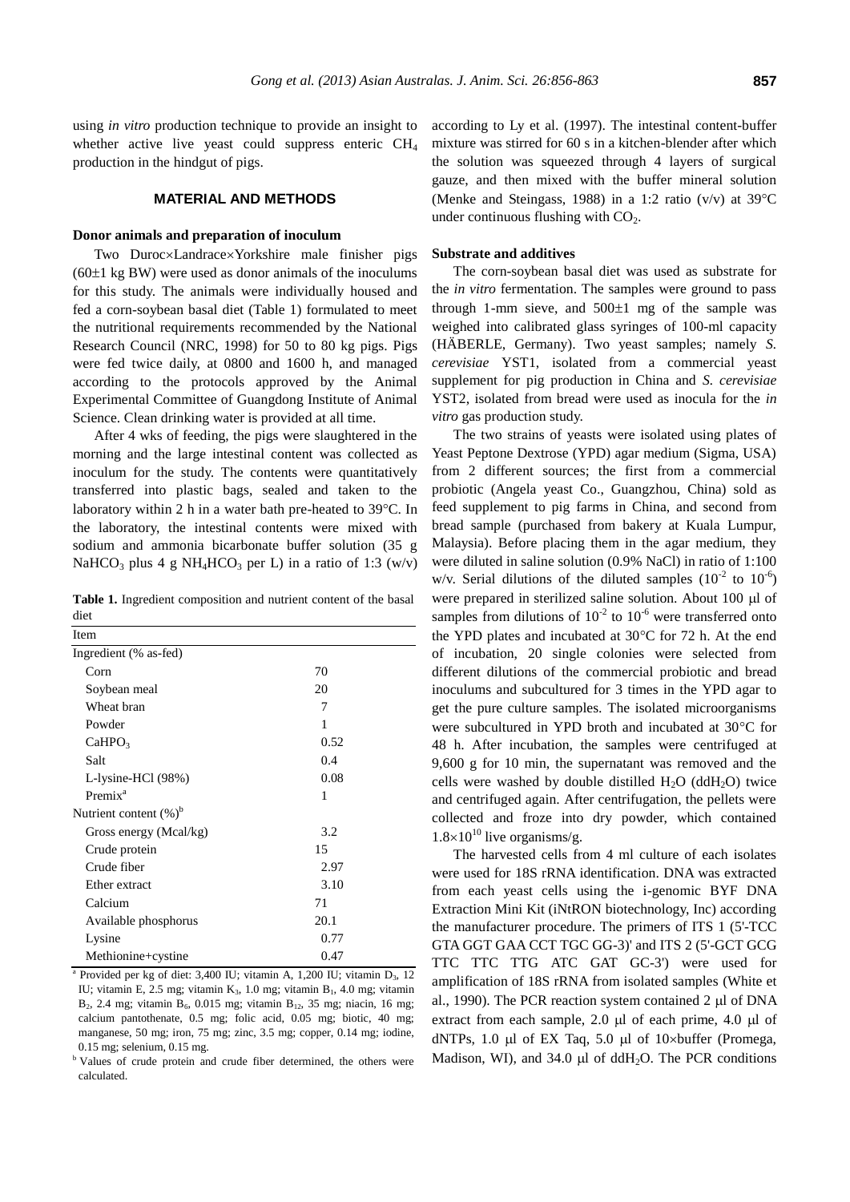using *in vitro* production technique to provide an insight to whether active live yeast could suppress enteric $CH_4$ production in the hindgut of pigs.

## MATERIAL AND METHODS

### Donor animals and preparation of inoculum

Two Duroc×Landrace×Yorkshire male finisher pigs (60±1 kg BW) were used as donor animals of the inoculums for this study. The animals were individually housed and fed a corn-soybean basal diet (Table 1) formulated to meet the nutritional requirements recommended by the National Research Council (NRC, 1998) for 50 to 80 kg pigs. Pigs were fed twice daily, at 0800 and 1600 h, and managed according to the protocols approved by the Animal Experimental Committee of Guangdong Institute of Animal Science. Clean drinking water is provided at all time.

After 4 wks of feeding, the pigs were slaughtered in the morning and the large intestinal content was collected as inoculum for the study. The contents were quantitatively transferred into plastic bags, sealed and taken to the laboratory within 2 h in a water bath pre-heated to 39°C. In the laboratory, the intestinal contents were mixed with sodium and ammonia bicarbonate buffer solution (35 g $NaHCO_3$ plus 4 g $NH_4HCO_3$ per L) in a ratio of 1:3 (w/v) according to Ly et al. (1997). The intestinal content-buffer mixture was stirred for 60 s in a kitchen-blender after which the solution was squeezed through 4 layers of surgical gauze, and then mixed with the buffer mineral solution (Menke and Steingass, 1988) in a 1:2 ratio (v/v) at 39°C under continuous flushing with $CO_2$.

**Table 1.** Ingredient composition and nutrient content of the basal diet

| Item | |
|---|---|
| Ingredient (% as-fed) | |
| Corn | 70 |
| Soybean meal | 20 |
| Wheat bran | 7 |
| Powder | 1 |
| $CaHPO_3$ | 0.52 |
| Salt | 0.4 |
| L-lysine-HCl (98%) | 0.08 |
| Premix[a] | 1 |
| Nutrient content (%)[b] | |
| Gross energy (Mcal/kg) | 3.2 |
| Crude protein | 15 |
| Crude fiber | 2.97 |
| Ether extract | 3.10 |
| Calcium | 71 |
| Available phosphorus | 20.1 |
| Lysine | 0.77 |
| Methionine+cystine | 0.47 |

[a] Provided per kg of diet: 3,400 IU; vitamin A, 1,200 IU; vitamin $D_3$, 12 IU; vitamin E, 2.5 mg; vitamin $K_3$, 1.0 mg; vitamin $B_1$, 4.0 mg; vitamin $B_2$, 2.4 mg; vitamin $B_6$, 0.015 mg; vitamin $B_{12}$, 35 mg; niacin, 16 mg; calcium pantothenate, 0.5 mg; folic acid, 0.05 mg; biotic, 40 mg; manganese, 50 mg; iron, 75 mg; zinc, 3.5 mg; copper, 0.14 mg; iodine, 0.15 mg; selenium, 0.15 mg.

[b] Values of crude protein and crude fiber determined, the others were calculated.

### Substrate and additives

The corn-soybean basal diet was used as substrate for the *in vitro* fermentation. The samples were ground to pass through 1-mm sieve, and 500±1 mg of the sample was weighed into calibrated glass syringes of 100-ml capacity (HÄBERLE, Germany). Two yeast samples; namely *S. cerevisiae* YST1, isolated from a commercial yeast supplement for pig production in China and *S. cerevisiae* YST2, isolated from bread were used as inocula for the *in vitro* gas production study.

The two strains of yeasts were isolated using plates of Yeast Peptone Dextrose (YPD) agar medium (Sigma, USA) from 2 different sources; the first from a commercial probiotic (Angela yeast Co., Guangzhou, China) sold as feed supplement to pig farms in China, and second from bread sample (purchased from bakery at Kuala Lumpur, Malaysia). Before placing them in the agar medium, they were diluted in saline solution (0.9% NaCl) in ratio of 1:100 w/v. Serial dilutions of the diluted samples ($10^{-2}$ to $10^{-6}$) were prepared in sterilized saline solution. About 100 μl of samples from dilutions of $10^{-2}$ to $10^{-6}$ were transferred onto the YPD plates and incubated at 30°C for 72 h. At the end of incubation, 20 single colonies were selected from different dilutions of the commercial probiotic and bread inoculums and subcultured for 3 times in the YPD agar to get the pure culture samples. The isolated microorganisms were subcultured in YPD broth and incubated at 30°C for 48 h. After incubation, the samples were centrifuged at 9,600 g for 10 min, the supernatant was removed and the cells were washed by double distilled $H_2O$ ($ddH_2O$) twice and centrifuged again. After centrifugation, the pellets were collected and froze into dry powder, which contained $1.8\times10^{10}$ live organisms/g.

The harvested cells from 4 ml culture of each isolates were used for 18S rRNA identification. DNA was extracted from each yeast cells using the i-genomic BYF DNA Extraction Mini Kit (iNtRON biotechnology, Inc) according the manufacturer procedure. The primers of ITS 1 (5'-TCC GTA GGT GAA CCT TGC GG-3') and ITS 2 (5'-GCT GCG TTC TTC TTG ATC GAT GC-3') were used for amplification of 18S rRNA from isolated samples (White et al., 1990). The PCR reaction system contained 2 μl of DNA extract from each sample, 2.0 μl of each prime, 4.0 μl of dNTPs, 1.0 μl of EX Taq, 5.0 μl of 10×buffer (Promega, Madison, WI), and 34.0 μl of $ddH_2O$. The PCR conditions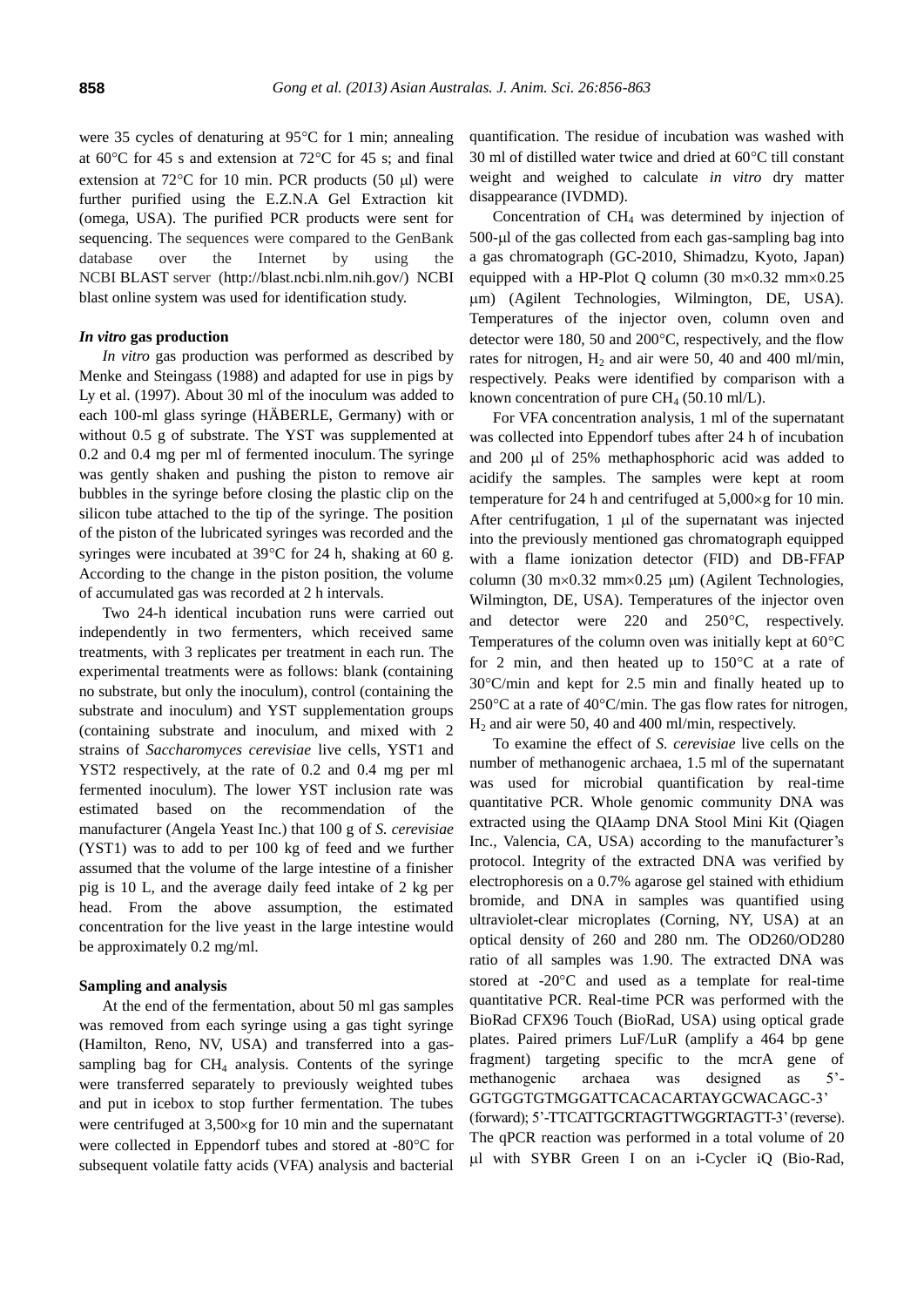were 35 cycles of denaturing at 95°C for 1 min; annealing at 60°C for 45 s and extension at 72°C for 45 s; and final extension at 72°C for 10 min. PCR products (50 μl) were further purified using the E.Z.N.A Gel Extraction kit (omega, USA). The purified PCR products were sent for sequencing. The sequences were compared to the GenBank database over the Internet by using the NCBI BLAST server (http://blast.ncbi.nlm.nih.gov/) NCBI blast online system was used for identification study.

#### *In vitro* gas production

*In vitro* gas production was performed as described by Menke and Steingass (1988) and adapted for use in pigs by Ly et al. (1997). About 30 ml of the inoculum was added to each 100-ml glass syringe (HÄBERLE, Germany) with or without 0.5 g of substrate. The YST was supplemented at 0.2 and 0.4 mg per ml of fermented inoculum. The syringe was gently shaken and pushing the piston to remove air bubbles in the syringe before closing the plastic clip on the silicon tube attached to the tip of the syringe. The position of the piston of the lubricated syringes was recorded and the syringes were incubated at 39°C for 24 h, shaking at 60 g. According to the change in the piston position, the volume of accumulated gas was recorded at 2 h intervals.

Two 24-h identical incubation runs were carried out independently in two fermenters, which received same treatments, with 3 replicates per treatment in each run. The experimental treatments were as follows: blank (containing no substrate, but only the inoculum), control (containing the substrate and inoculum) and YST supplementation groups (containing substrate and inoculum, and mixed with 2 strains of *Saccharomyces cerevisiae* live cells, YST1 and YST2 respectively, at the rate of 0.2 and 0.4 mg per ml fermented inoculum). The lower YST inclusion rate was estimated based on the recommendation of the manufacturer (Angela Yeast Inc.) that 100 g of *S. cerevisiae* (YST1) was to add to per 100 kg of feed and we further assumed that the volume of the large intestine of a finisher pig is 10 L, and the average daily feed intake of 2 kg per head. From the above assumption, the estimated concentration for the live yeast in the large intestine would be approximately 0.2 mg/ml.

#### Sampling and analysis

At the end of the fermentation, about 50 ml gas samples was removed from each syringe using a gas tight syringe (Hamilton, Reno, NV, USA) and transferred into a gas-sampling bag for $CH_4$ analysis. Contents of the syringe were transferred separately to previously weighted tubes and put in icebox to stop further fermentation. The tubes were centrifuged at 3,500×g for 10 min and the supernatant were collected in Eppendorf tubes and stored at -80°C for subsequent volatile fatty acids (VFA) analysis and bacterial quantification. The residue of incubation was washed with 30 ml of distilled water twice and dried at 60°C till constant weight and weighed to calculate *in vitro* dry matter disappearance (IVDMD).

Concentration of $CH_4$ was determined by injection of 500-μl of the gas collected from each gas-sampling bag into a gas chromatograph (GC-2010, Shimadzu, Kyoto, Japan) equipped with a HP-Plot Q column (30 m×0.32 mm×0.25 μm) (Agilent Technologies, Wilmington, DE, USA). Temperatures of the injector oven, column oven and detector were 180, 50 and 200°C, respectively, and the flow rates for nitrogen, $H_2$ and air were 50, 40 and 400 ml/min, respectively. Peaks were identified by comparison with a known concentration of pure $CH_4$ (50.10 ml/L).

For VFA concentration analysis, 1 ml of the supernatant was collected into Eppendorf tubes after 24 h of incubation and 200 μl of 25% methaphosphoric acid was added to acidify the samples. The samples were kept at room temperature for 24 h and centrifuged at 5,000×g for 10 min. After centrifugation, 1 μl of the supernatant was injected into the previously mentioned gas chromatograph equipped with a flame ionization detector (FID) and DB-FFAP column (30 m×0.32 mm×0.25 μm) (Agilent Technologies, Wilmington, DE, USA). Temperatures of the injector oven and detector were 220 and 250°C, respectively. Temperatures of the column oven was initially kept at 60°C for 2 min, and then heated up to 150°C at a rate of 30°C/min and kept for 2.5 min and finally heated up to 250°C at a rate of 40°C/min. The gas flow rates for nitrogen, $H_2$ and air were 50, 40 and 400 ml/min, respectively.

To examine the effect of *S. cerevisiae* live cells on the number of methanogenic archaea, 1.5 ml of the supernatant was used for microbial quantification by real-time quantitative PCR. Whole genomic community DNA was extracted using the QIAamp DNA Stool Mini Kit (Qiagen Inc., Valencia, CA, USA) according to the manufacturer's protocol. Integrity of the extracted DNA was verified by electrophoresis on a 0.7% agarose gel stained with ethidium bromide, and DNA in samples was quantified using ultraviolet-clear microplates (Corning, NY, USA) at an optical density of 260 and 280 nm. The OD260/OD280 ratio of all samples was 1.90. The extracted DNA was stored at -20°C and used as a template for real-time quantitative PCR. Real-time PCR was performed with the BioRad CFX96 Touch (BioRad, USA) using optical grade plates. Paired primers LuF/LuR (amplify a 464 bp gene fragment) targeting specific to the mcrA gene of methanogenic archaea was designed as 5'-GGTGGTGTMGGATTCACACARTAYGCWACAGC-3' (forward); 5'-TTCATTGCRTAGTTWGGRTAGTT-3' (reverse). The qPCR reaction was performed in a total volume of 20 μl with SYBR Green I on an i-Cycler iQ (Bio-Rad,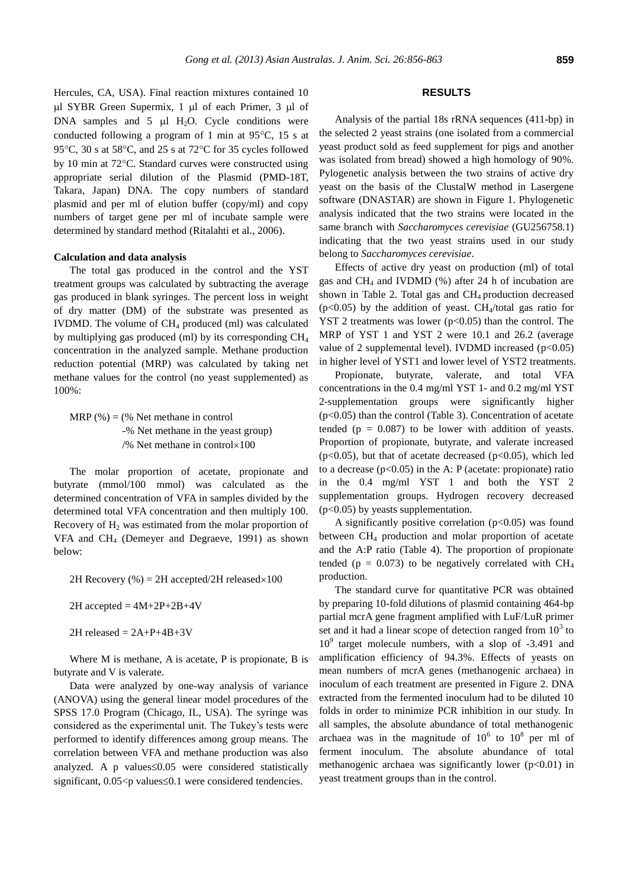Hercules, CA, USA). Final reaction mixtures contained 10 μl SYBR Green Supermix, 1 μl of each Primer, 3 μl of DNA samples and 5 μl $H_2O$. Cycle conditions were conducted following a program of 1 min at 95°C, 15 s at 95°C, 30 s at 58°C, and 25 s at 72°C for 35 cycles followed by 10 min at 72°C. Standard curves were constructed using appropriate serial dilution of the Plasmid (PMD-18T, Takara, Japan) DNA. The copy numbers of standard plasmid and per ml of elution buffer (copy/ml) and copy numbers of target gene per ml of incubate sample were determined by standard method (Ritalahti et al., 2006).

### Calculation and data analysis

The total gas produced in the control and the YST treatment groups was calculated by subtracting the average gas produced in blank syringes. The percent loss in weight of dry matter (DM) of the substrate was presented as IVDMD. The volume of $CH_4$ produced (ml) was calculated by multiplying gas produced (ml) by its corresponding $CH_4$ concentration in the analyzed sample. Methane production reduction potential (MRP) was calculated by taking net methane values for the control (no yeast supplemented) as 100%:

$$\text{MRP (\%)} = (\text{\% Net methane in control} - \text{\% Net methane in the yeast group}) / \text{\% Net methane in control} \times 100$$

The molar proportion of acetate, propionate and butyrate (mmol/100 mmol) was calculated as the determined concentration of VFA in samples divided by the determined total VFA concentration and then multiply 100. Recovery of $H_2$ was estimated from the molar proportion of VFA and $CH_4$ (Demeyer and Degraeve, 1991) as shown below:

$$\text{2H Recovery (\%)} = \text{2H accepted}/\text{2H released} \times 100$$

$$\text{2H accepted} = 4M+2P+2B+4V$$

$$\text{2H released} = 2A+P+4B+3V$$

Where M is methane, A is acetate, P is propionate, B is butyrate and V is valerate.

Data were analyzed by one-way analysis of variance (ANOVA) using the general linear model procedures of the SPSS 17.0 Program (Chicago, IL, USA). The syringe was considered as the experimental unit. The Tukey's tests were performed to identify differences among group means. The correlation between VFA and methane production was also analyzed. A p values$\leq$0.05 were considered statistically significant, 0.05<p values$\leq$0.1 were considered tendencies.

## RESULTS

Analysis of the partial 18s rRNA sequences (411-bp) in the selected 2 yeast strains (one isolated from a commercial yeast product sold as feed supplement for pigs and another was isolated from bread) showed a high homology of 90%. Pylogenetic analysis between the two strains of active dry yeast on the basis of the ClustalW method in Lasergene software (DNASTAR) are shown in Figure 1. Phylogenetic analysis indicated that the two strains were located in the same branch with *Saccharomyces cerevisiae* (GU256758.1) indicating that the two yeast strains used in our study belong to *Saccharomyces cerevisiae*.

Effects of active dry yeast on production (ml) of total gas and $CH_4$ and IVDMD (%) after 24 h of incubation are shown in Table 2. Total gas and $CH_4$ production decreased ($p<0.05$) by the addition of yeast. $CH_4$/total gas ratio for YST 2 treatments was lower ($p<0.05$) than the control. The MRP of YST 1 and YST 2 were 10.1 and 26.2 (average value of 2 supplemental level). IVDMD increased ($p<0.05$) in higher level of YST1 and lower level of YST2 treatments.

Propionate, butyrate, valerate, and total VFA concentrations in the 0.4 mg/ml YST 1- and 0.2 mg/ml YST 2-supplementation groups were significantly higher ($p<0.05$) than the control (Table 3). Concentration of acetate tended ($p = 0.087$) to be lower with addition of yeasts. Proportion of propionate, butyrate, and valerate increased ($p<0.05$), but that of acetate decreased ($p<0.05$), which led to a decrease ($p<0.05$) in the A: P (acetate: propionate) ratio in the 0.4 mg/ml YST 1 and both the YST 2 supplementation groups. Hydrogen recovery decreased ($p<0.05$) by yeasts supplementation.

A significantly positive correlation ($p<0.05$) was found between $CH_4$ production and molar proportion of acetate and the A:P ratio (Table 4). The proportion of propionate tended ($p = 0.073$) to be negatively correlated with $CH_4$ production.

The standard curve for quantitative PCR was obtained by preparing 10-fold dilutions of plasmid containing 464-bp partial mcrA gene fragment amplified with LuF/LuR primer set and it had a linear scope of detection ranged from $10^3$ to $10^9$ target molecule numbers, with a slop of -3.491 and amplification efficiency of 94.3%. Effects of yeasts on mean numbers of mcrA genes (methanogenic archaea) in inoculum of each treatment are presented in Figure 2. DNA extracted from the fermented inoculum had to be diluted 10 folds in order to minimize PCR inhibition in our study. In all samples, the absolute abundance of total methanogenic archaea was in the magnitude of $10^6$ to $10^8$ per ml of ferment inoculum. The absolute abundance of total methanogenic archaea was significantly lower ($p<0.01$) in yeast treatment groups than in the control.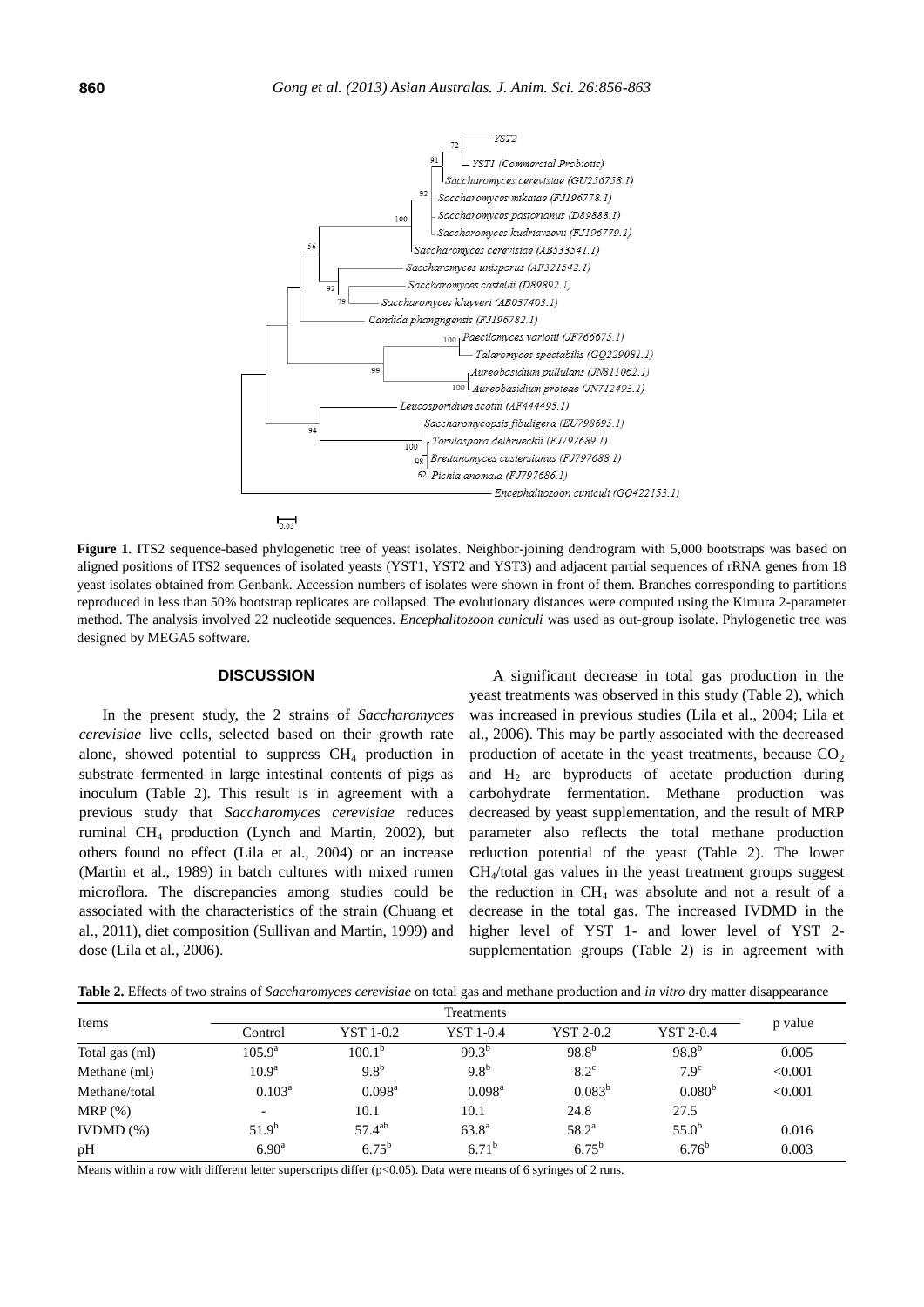**Figure 1.** ITS2 sequence-based phylogenetic tree of yeast isolates. Neighbor-joining dendrogram with 5,000 bootstraps was based on aligned positions of ITS2 sequences of isolated yeasts (YST1, YST2 and YST3) and adjacent partial sequences of rRNA genes from 18 yeast isolates obtained from Genbank. Accession numbers of isolates were shown in front of them. Branches corresponding to partitions reproduced in less than 50% bootstrap replicates are collapsed. The evolutionary distances were computed using the Kimura 2-parameter method. The analysis involved 22 nucleotide sequences. *Encephalitozoon cuniculi* was used as out-group isolate. Phylogenetic tree was designed by MEGA5 software.

## DISCUSSION

In the present study, the 2 strains of *Saccharomyces cerevisiae* live cells, selected based on their growth rate alone, showed potential to suppress $CH_4$ production in substrate fermented in large intestinal contents of pigs as inoculum (Table 2). This result is in agreement with a previous study that *Saccharomyces cerevisiae* reduces ruminal $CH_4$ production (Lynch and Martin, 2002), but others found no effect (Lila et al., 2004) or an increase (Martin et al., 1989) in batch cultures with mixed rumen microflora. The discrepancies among studies could be associated with the characteristics of the strain (Chuang et al., 2011), diet composition (Sullivan and Martin, 1999) and dose (Lila et al., 2006).

A significant decrease in total gas production in the yeast treatments was observed in this study (Table 2), which was increased in previous studies (Lila et al., 2004; Lila et al., 2006). This may be partly associated with the decreased production of acetate in the yeast treatments, because $CO_2$ and $H_2$ are byproducts of acetate production during carbohydrate fermentation. Methane production was decreased by yeast supplementation, and the result of MRP parameter also reflects the total methane production reduction potential of the yeast (Table 2). The lower $CH_4$/total gas values in the yeast treatment groups suggest the reduction in $CH_4$ was absolute and not a result of a decrease in the total gas. The increased IVDMD in the higher level of YST 1- and lower level of YST 2-supplementation groups (Table 2) is in agreement with

**Table 2.** Effects of two strains of *Saccharomyces cerevisiae* on total gas and methane production and *in vitro* dry matter disappearance

| Items | Treatments | | | | | p value |
|---|---|---|---|---|---|---|
| | Control | YST 1-0.2 | YST 1-0.4 | YST 2-0.2 | YST 2-0.4 | |
| Total gas (ml) | $105.9^{a}$ | $100.1^{b}$ | $99.3^{b}$ | $98.8^{b}$ | $98.8^{b}$ | 0.005 |
| Methane (ml) | $10.9^{a}$ | $9.8^{b}$ | $9.8^{b}$ | $8.2^{c}$ | $7.9^{c}$ | <0.001 |
| Methane/total | $0.103^{a}$ | $0.098^{a}$ | $0.098^{a}$ | $0.083^{b}$ | $0.080^{b}$ | <0.001 |
| MRP (%) | - | 10.1 | 10.1 | 24.8 | 27.5 | |
| IVDMD (%) | $51.9^{b}$ | $57.4^{ab}$ | $63.8^{a}$ | $58.2^{a}$ | $55.0^{b}$ | 0.016 |
| pH | $6.90^{a}$ | $6.75^{b}$ | $6.71^{b}$ | $6.75^{b}$ | $6.76^{b}$ | 0.003 |

Means within a row with different letter superscripts differ (p<0.05). Data were means of 6 syringes of 2 runs.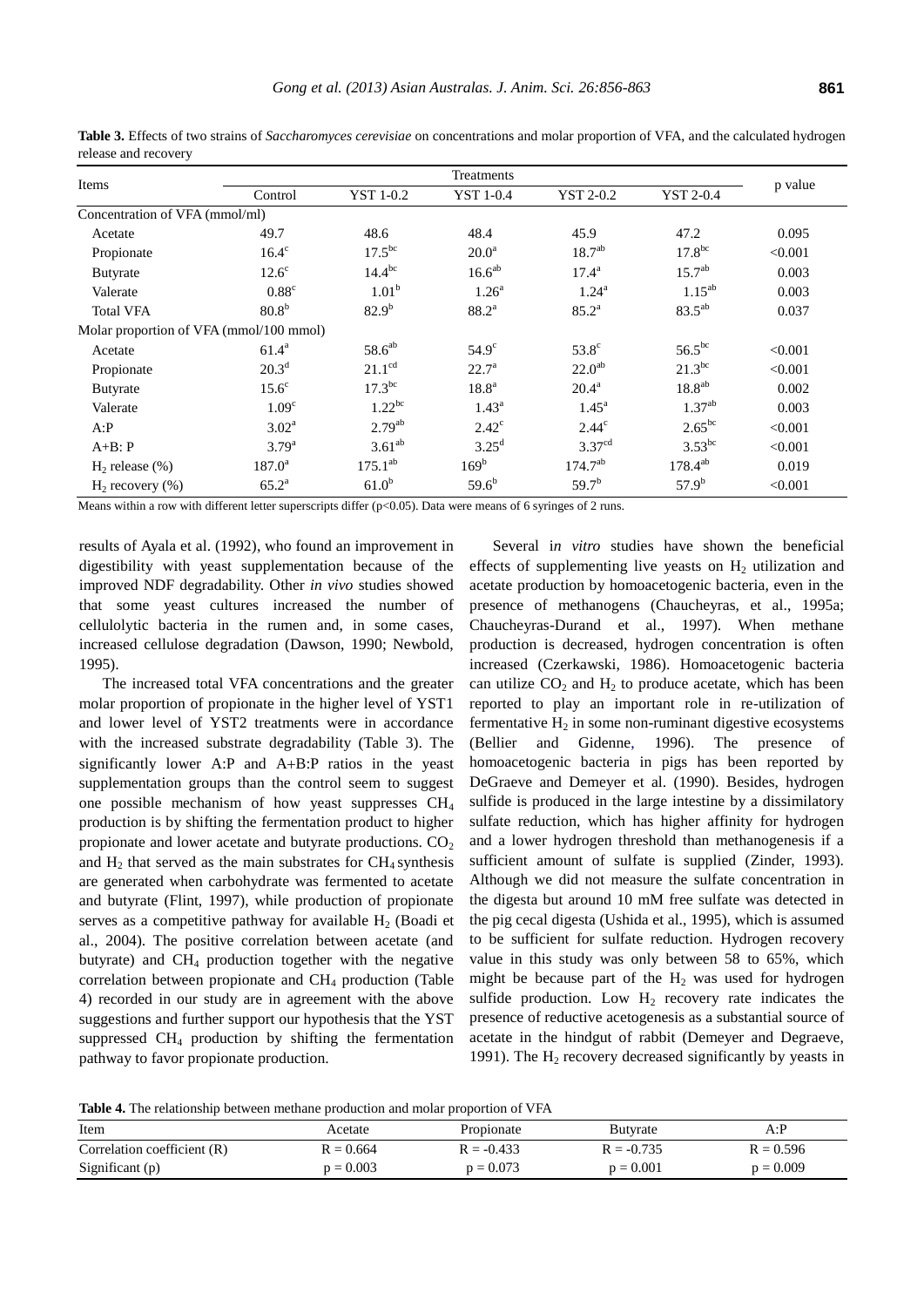**Table 3.** Effects of two strains of *Saccharomyces cerevisiae* on concentrations and molar proportion of VFA, and the calculated hydrogen release and recovery

| Items | Treatments | | | | | p value |
|---|---|---|---|---|---|---|
| | Control | YST 1-0.2 | YST 1-0.4 | YST 2-0.2 | YST 2-0.4 | |
| Concentration of VFA (mmol/ml) | | | | | | |
| Acetate | 49.7 | 48.6 | 48.4 | 45.9 | 47.2 | 0.095 |
| Propionate | $16.4^{c}$ | $17.5^{bc}$ | $20.0^{a}$ | $18.7^{ab}$ | $17.8^{bc}$ | <0.001 |
| Butyrate | $12.6^{c}$ | $14.4^{bc}$ | $16.6^{ab}$ | $17.4^{a}$ | $15.7^{ab}$ | 0.003 |
| Valerate | $0.88^{c}$ | $1.01^{b}$ | $1.26^{a}$ | $1.24^{a}$ | $1.15^{ab}$ | 0.003 |
| Total VFA | $80.8^{b}$ | $82.9^{b}$ | $88.2^{a}$ | $85.2^{a}$ | $83.5^{ab}$ | 0.037 |
| Molar proportion of VFA (mmol/100 mmol) | | | | | | |
| Acetate | $61.4^{a}$ | $58.6^{ab}$ | $54.9^{c}$ | $53.8^{c}$ | $56.5^{bc}$ | <0.001 |
| Propionate | $20.3^{d}$ | $21.1^{cd}$ | $22.7^{a}$ | $22.0^{ab}$ | $21.3^{bc}$ | <0.001 |
| Butyrate | $15.6^{c}$ | $17.3^{bc}$ | $18.8^{a}$ | $20.4^{a}$ | $18.8^{ab}$ | 0.002 |
| Valerate | $1.09^{c}$ | $1.22^{bc}$ | $1.43^{a}$ | $1.45^{a}$ | $1.37^{ab}$ | 0.003 |
| A:P | $3.02^{a}$ | $2.79^{ab}$ | $2.42^{c}$ | $2.44^{c}$ | $2.65^{bc}$ | <0.001 |
| A+B: P | $3.79^{a}$ | $3.61^{ab}$ | $3.25^{d}$ | $3.37^{cd}$ | $3.53^{bc}$ | <0.001 |
| $H_2$ release (%) | $187.0^{a}$ | $175.1^{ab}$ | $169^{b}$ | $174.7^{ab}$ | $178.4^{ab}$ | 0.019 |
| $H_2$ recovery (%) | $65.2^{a}$ | $61.0^{b}$ | $59.6^{b}$ | $59.7^{b}$ | $57.9^{b}$ | <0.001 |

Means within a row with different letter superscripts differ ($p<0.05$). Data were means of 6 syringes of 2 runs.

results of Ayala et al. (1992), who found an improvement in digestibility with yeast supplementation because of the improved NDF degradability. Other *in vivo* studies showed that some yeast cultures increased the number of cellulolytic bacteria in the rumen and, in some cases, increased cellulose degradation (Dawson, 1990; Newbold, 1995).

The increased total VFA concentrations and the greater molar proportion of propionate in the higher level of YST1 and lower level of YST2 treatments were in accordance with the increased substrate degradability (Table 3). The significantly lower A:P and A+B:P ratios in the yeast supplementation groups than the control seem to suggest one possible mechanism of how yeast suppresses $CH_4$ production is by shifting the fermentation product to higher propionate and lower acetate and butyrate productions. $CO_2$ and $H_2$ that served as the main substrates for $CH_4$ synthesis are generated when carbohydrate was fermented to acetate and butyrate (Flint, 1997), while production of propionate serves as a competitive pathway for available $H_2$ (Boadi et al., 2004). The positive correlation between acetate (and butyrate) and $CH_4$ production together with the negative correlation between propionate and $CH_4$ production (Table 4) recorded in our study are in agreement with the above suggestions and further support our hypothesis that the YST suppressed $CH_4$ production by shifting the fermentation pathway to favor propionate production.

Several i*n vitro* studies have shown the beneficial effects of supplementing live yeasts on $H_2$ utilization and acetate production by homoacetogenic bacteria, even in the presence of methanogens (Chaucheyras, et al., 1995a; Chaucheyras-Durand et al., 1997). When methane production is decreased, hydrogen concentration is often increased (Czerkawski, 1986). Homoacetogenic bacteria can utilize $CO_2$ and $H_2$ to produce acetate, which has been reported to play an important role in re-utilization of fermentative $H_2$ in some non-ruminant digestive ecosystems (Bellier and Gidenne, 1996). The presence of homoacetogenic bacteria in pigs has been reported by DeGraeve and Demeyer et al. (1990). Besides, hydrogen sulfide is produced in the large intestine by a dissimilatory sulfate reduction, which has higher affinity for hydrogen and a lower hydrogen threshold than methanogenesis if a sufficient amount of sulfate is supplied (Zinder, 1993). Although we did not measure the sulfate concentration in the digesta but around 10 mM free sulfate was detected in the pig cecal digesta (Ushida et al., 1995), which is assumed to be sufficient for sulfate reduction. Hydrogen recovery value in this study was only between 58 to 65%, which might be because part of the $H_2$ was used for hydrogen sulfide production. Low $H_2$ recovery rate indicates the presence of reductive acetogenesis as a substantial source of acetate in the hindgut of rabbit (Demeyer and Degraeve, 1991). The $H_2$ recovery decreased significantly by yeasts in

**Table 4.** The relationship between methane production and molar proportion of VFA

| Item | Acetate | Propionate | Butyrate | A:P |
|---|---|---|---|---|
| Correlation coefficient (R) | R = 0.664 | R = -0.433 | R = -0.735 | R = 0.596 |
| Significant (p) | p = 0.003 | p = 0.073 | p = 0.001 | p = 0.009 |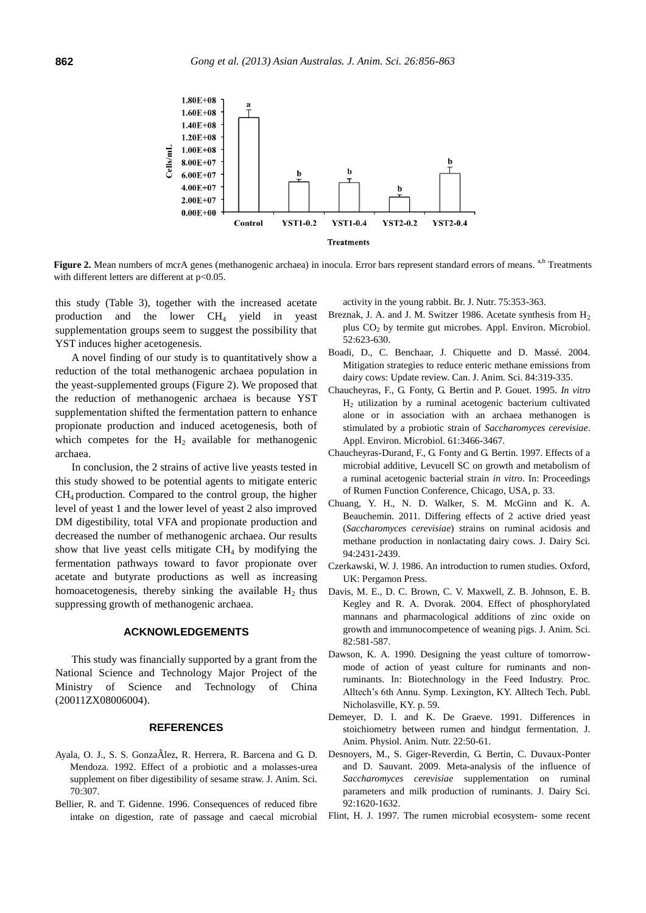**Figure 2.** Mean numbers of mcrA genes (methanogenic archaea) in inocula. Error bars represent standard errors of means. [a,b] Treatments with different letters are different at p<0.05.

this study (Table 3), together with the increased acetate production and the lower $CH_4$ yield in yeast supplementation groups seem to suggest the possibility that YST induces higher acetogenesis.

A novel finding of our study is to quantitatively show a reduction of the total methanogenic archaea population in the yeast-supplemented groups (Figure 2). We proposed that the reduction of methanogenic archaea is because YST supplementation shifted the fermentation pattern to enhance propionate production and induced acetogenesis, both of which competes for the $H_2$ available for methanogenic archaea.

In conclusion, the 2 strains of active live yeasts tested in this study showed to be potential agents to mitigate enteric $CH_4$ production. Compared to the control group, the higher level of yeast 1 and the lower level of yeast 2 also improved DM digestibility, total VFA and propionate production and decreased the number of methanogenic archaea. Our results show that live yeast cells mitigate $CH_4$ by modifying the fermentation pathways toward to favor propionate over acetate and butyrate productions as well as increasing homoacetogenesis, thereby sinking the available $H_2$ thus suppressing growth of methanogenic archaea.

## ACKNOWLEDGEMENTS

This study was financially supported by a grant from the National Science and Technology Major Project of the Ministry of Science and Technology of China (20011ZX08006004).

## REFERENCES

Ayala, O. J., S. S. GonzaÂlez, R. Herrera, R. Barcena and G. D. Mendoza. 1992. Effect of a probiotic and a molasses-urea supplement on fiber digestibility of sesame straw. J. Anim. Sci. 70:307.

Bellier, R. and T. Gidenne. 1996. Consequences of reduced fibre intake on digestion, rate of passage and caecal microbial activity in the young rabbit. Br. J. Nutr. 75:353-363.

Breznak, J. A. and J. M. Switzer 1986. Acetate synthesis from $H_2$ plus $CO_2$ by termite gut microbes. Appl. Environ. Microbiol. 52:623-630.

Boadi, D., C. Benchaar, J. Chiquette and D. Massé. 2004. Mitigation strategies to reduce enteric methane emissions from dairy cows: Update review. Can. J. Anim. Sci. 84:319-335.

Chaucheyras, F., G. Fonty, G. Bertin and P. Gouet. 1995. *In vitro* $H_2$ utilization by a ruminal acetogenic bacterium cultivated alone or in association with an archaea methanogen is stimulated by a probiotic strain of *Saccharomyces cerevisiae*. Appl. Environ. Microbiol. 61:3466-3467.

Chaucheyras-Durand, F., G. Fonty and G. Bertin. 1997. Effects of a microbial additive, Levucell SC on growth and metabolism of a ruminal acetogenic bacterial strain *in vitro*. In: Proceedings of Rumen Function Conference, Chicago, USA, p. 33.

Chuang, Y. H., N. D. Walker, S. M. McGinn and K. A. Beauchemin. 2011. Differing effects of 2 active dried yeast (*Saccharomyces cerevisiae*) strains on ruminal acidosis and methane production in nonlactating dairy cows. J. Dairy Sci. 94:2431-2439.

Czerkawski, W. J. 1986. An introduction to rumen studies. Oxford, UK: Pergamon Press.

Davis, M. E., D. C. Brown, C. V. Maxwell, Z. B. Johnson, E. B. Kegley and R. A. Dvorak. 2004. Effect of phosphorylated mannans and pharmacological additions of zinc oxide on growth and immunocompetence of weaning pigs. J. Anim. Sci. 82:581-587.

Dawson, K. A. 1990. Designing the yeast culture of tomorrow-mode of action of yeast culture for ruminants and non-ruminants. In: Biotechnology in the Feed Industry. Proc. Alltech's 6th Annu. Symp. Lexington, KY. Alltech Tech. Publ. Nicholasville, KY. p. 59.

Demeyer, D. I. and K. De Graeve. 1991. Differences in stoichiometry between rumen and hindgut fermentation. J. Anim. Physiol. Anim. Nutr. 22:50-61.

Desnoyers, M., S. Giger-Reverdin, G. Bertin, C. Duvaux-Ponter and D. Sauvant. 2009. Meta-analysis of the influence of *Saccharomyces cerevisiae* supplementation on ruminal parameters and milk production of ruminants. J. Dairy Sci. 92:1620-1632.

Flint, H. J. 1997. The rumen microbial ecosystem- some recent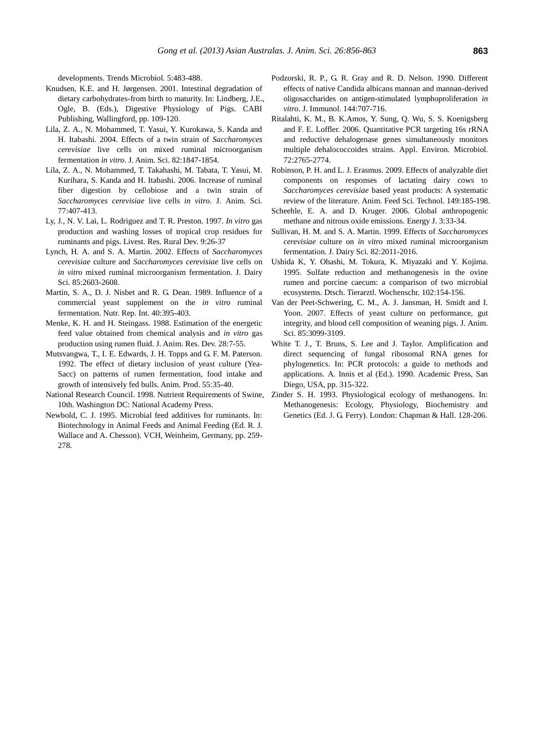developments. Trends Microbiol. 5:483-488.

Knudsen, K.E. and H. Jørgensen. 2001. Intestinal degradation of dietary carbohydrates-from birth to maturity. In: Lindberg, J.E., Ogle, B. (Eds.), Digestive Physiology of Pigs. CABI Publishing, Wallingford, pp. 109-120.

Lila, Z. A., N. Mohammed, T. Yasui, Y. Kurokawa, S. Kanda and H. Itabashi. 2004. Effects of a twin strain of *Saccharomyces cerevisiae* live cells on mixed ruminal microorganism fermentation *in vitro*. J. Anim. Sci. 82:1847-1854.

Lila, Z. A., N. Mohammed, T. Takahashi, M. Tabata, T. Yasui, M. Kurihara, S. Kanda and H. Itabashi. 2006. Increase of ruminal fiber digestion by cellobiose and a twin strain of *Saccharomyces cerevisiae* live cells *in vitro*. J. Anim. Sci. 77:407-413.

Ly, J., N. V. Lai, L. Rodriguez and T. R. Preston. 1997. *In vitro* gas production and washing losses of tropical crop residues for ruminants and pigs. Livest. Res. Rural Dev. 9:26-37

Lynch, H. A. and S. A. Martin. 2002. Effects of *Saccharomyces cerevisiae* culture and *Saccharomyces cerevisiae* live cells on *in vitro* mixed ruminal microorganism fermentation. J. Dairy Sci. 85:2603-2608.

Martin, S. A., D. J. Nisbet and R. G. Dean. 1989. Influence of a commercial yeast supplement on the *in vitro* ruminal fermentation. Nutr. Rep. Int. 40:395-403.

Menke, K. H. and H. Steingass. 1988. Estimation of the energetic feed value obtained from chemical analysis and *in vitro* gas production using rumen fluid. J. Anim. Res. Dev. 28:7-55.

Mutsvangwa, T., I. E. Edwards, J. H. Topps and G. F. M. Paterson. 1992. The effect of dietary inclusion of yeast culture (Yea-Sacc) on patterns of rumen fermentation, food intake and growth of intensively fed bulls. Anim. Prod. 55:35-40.

National Research Council. 1998. Nutrient Requirements of Swine, 10th. Washington DC: National Academy Press.

Newbold, C. J. 1995. Microbial feed additives for ruminants. In: Biotechnology in Animal Feeds and Animal Feeding (Ed. R. J. Wallace and A. Chesson). VCH, Weinheim, Germany, pp. 259-278.

Podzorski, R. P., G. R. Gray and R. D. Nelson. 1990. Different effects of native Candida albicans mannan and mannan-derived oligosaccharides on antigen-stimulated lymphoproliferation *in vitro*. J. Immunol. 144:707-716.

Ritalahti, K. M., B. K.Amos, Y. Sung, Q. Wu, S. S. Koenigsberg and F. E. Loffler. 2006. Quantitative PCR targeting 16s rRNA and reductive dehalogenase genes simultaneously monitors multiple dehalococcoides strains. Appl. Environ. Microbiol. 72:2765-2774.

Robinson, P. H. and L. J. Erasmus. 2009. Effects of analyzable diet components on responses of lactating dairy cows to *Saccharomyces cerevisiae* based yeast products: A systematic review of the literature. Anim. Feed Sci. Technol. 149:185-198.

Scheehle, E. A. and D. Kruger. 2006. Global anthropogenic methane and nitrous oxide emissions. Energy J. 3:33-34.

Sullivan, H. M. and S. A. Martin. 1999. Effects of *Saccharomyces cerevisiae* culture on *in vitro* mixed ruminal microorganism fermentation. J. Dairy Sci. 82:2011-2016.

Ushida K, Y. Ohashi, M. Tokura, K. Miyazaki and Y. Kojima. 1995. Sulfate reduction and methanogenesis in the ovine rumen and porcine caecum: a comparison of two microbial ecosystems. Dtsch. Tierarztl. Wochenschr. 102:154-156.

Van der Peet-Schwering, C. M., A. J. Jansman, H. Smidt and I. Yoon. 2007. Effects of yeast culture on performance, gut integrity, and blood cell composition of weaning pigs. J. Anim. Sci. 85:3099-3109.

White T. J., T. Bruns, S. Lee and J. Taylor. Amplification and direct sequencing of fungal ribosomal RNA genes for phylogenetics. In: PCR protocols: a guide to methods and applications. A. Innis et al (Ed.). 1990. Academic Press, San Diego, USA, pp. 315-322.

Zinder S. H. 1993. Physiological ecology of methanogens. In: Methanogenesis: Ecology, Physiology, Biochemistry and Genetics (Ed. J. G. Ferry). London: Chapman & Hall. 128-206.